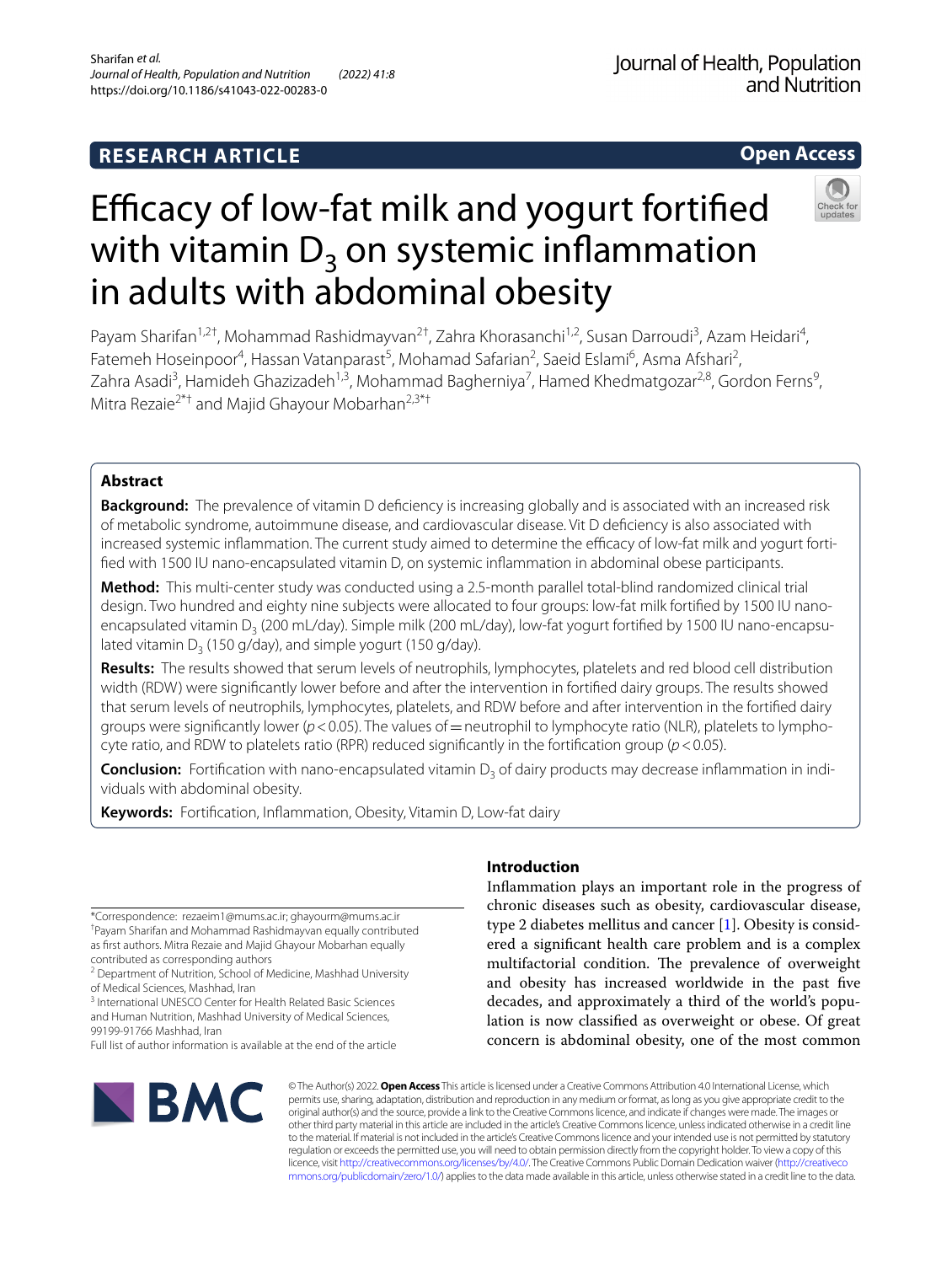RESEARCH ARTICLE

Open Access

# Efficacy of low-fat milk and yogurt fortified with vitamin $D_3$ on systemic inflammation in adults with abdominal obesity

Payam Sharifan[1,2†], Mohammad Rashidmayvan[2†], Zahra Khorasanchi[1,2], Susan Darroudi[3], Azam Heidari[4], Fatemeh Hoseinpoor[4], Hassan Vatanparast[5], Mohamad Safarian[2], Saeid Eslami[6], Asma Afshari[2], Zahra Asadi[3], Hamideh Ghazizadeh[1,3], Mohammad Bagherniya[7], Hamed Khedmatgozar[2,8], Gordon Ferns[9], Mitra Rezaie[2*†] and Majid Ghayour Mobarhan[2,3*†]

## Abstract

**Background:** The prevalence of vitamin D deficiency is increasing globally and is associated with an increased risk of metabolic syndrome, autoimmune disease, and cardiovascular disease. Vit D deficiency is also associated with increased systemic inflammation. The current study aimed to determine the efficacy of low-fat milk and yogurt fortified with 1500 IU nano-encapsulated vitamin D, on systemic inflammation in abdominal obese participants.

**Method:** This multi-center study was conducted using a 2.5-month parallel total-blind randomized clinical trial design. Two hundred and eighty nine subjects were allocated to four groups: low-fat milk fortified by 1500 IU nano-encapsulated vitamin $D_3$ (200 mL/day). Simple milk (200 mL/day), low-fat yogurt fortified by 1500 IU nano-encapsulated vitamin $D_3$ (150 g/day), and simple yogurt (150 g/day).

**Results:** The results showed that serum levels of neutrophils, lymphocytes, platelets and red blood cell distribution width (RDW) were significantly lower before and after the intervention in fortified dairy groups. The results showed that serum levels of neutrophils, lymphocytes, platelets, and RDW before and after intervention in the fortified dairy groups were significantly lower ($p < 0.05$). The values of = neutrophil to lymphocyte ratio (NLR), platelets to lymphocyte ratio, and RDW to platelets ratio (RPR) reduced significantly in the fortification group ($p < 0.05$).

**Conclusion:** Fortification with nano-encapsulated vitamin $D_3$ of dairy products may decrease inflammation in individuals with abdominal obesity.

**Keywords:** Fortification, Inflammation, Obesity, Vitamin D, Low-fat dairy

*Correspondence: rezaeim1@mums.ac.ir; ghayourm@mums.ac.ir
†Payam Sharifan and Mohammad Rashidmayvan equally contributed as first authors. Mitra Rezaie and Majid Ghayour Mobarhan equally contributed as corresponding authors
[2] Department of Nutrition, School of Medicine, Mashhad University of Medical Sciences, Mashhad, Iran
[3] International UNESCO Center for Health Related Basic Sciences and Human Nutrition, Mashhad University of Medical Sciences, 99199-91766 Mashhad, Iran
Full list of author information is available at the end of the article

## Introduction

Inflammation plays an important role in the progress of chronic diseases such as obesity, cardiovascular disease, type 2 diabetes mellitus and cancer [1]. Obesity is considered a significant health care problem and is a complex multifactorial condition. The prevalence of overweight and obesity has increased worldwide in the past five decades, and approximately a third of the world's population is now classified as overweight or obese. Of great concern is abdominal obesity, one of the most common

© The Author(s) 2022. **Open Access** This article is licensed under a Creative Commons Attribution 4.0 International License, which permits use, sharing, adaptation, distribution and reproduction in any medium or format, as long as you give appropriate credit to the original author(s) and the source, provide a link to the Creative Commons licence, and indicate if changes were made. The images or other third party material in this article are included in the article's Creative Commons licence, unless indicated otherwise in a credit line to the material. If material is not included in the article's Creative Commons licence and your intended use is not permitted by statutory regulation or exceeds the permitted use, you will need to obtain permission directly from the copyright holder. To view a copy of this licence, visit http://creativecommons.org/licenses/by/4.0/. The Creative Commons Public Domain Dedication waiver (http://creativecommons.org/publicdomain/zero/1.0/) applies to the data made available in this article, unless otherwise stated in a credit line to the data.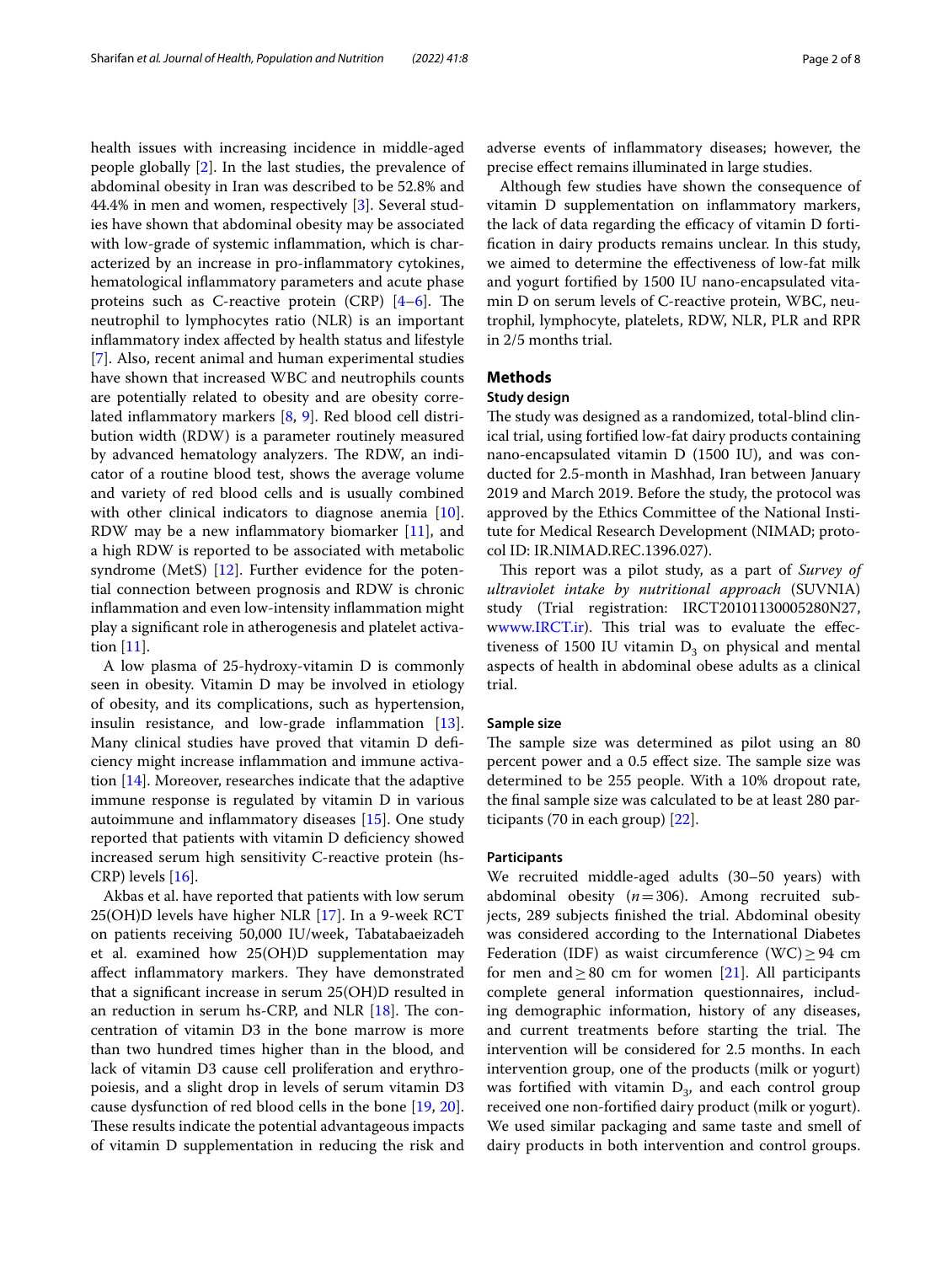health issues with increasing incidence in middle-aged people globally [2]. In the last studies, the prevalence of abdominal obesity in Iran was described to be 52.8% and 44.4% in men and women, respectively [3]. Several studies have shown that abdominal obesity may be associated with low-grade of systemic inflammation, which is characterized by an increase in pro-inflammatory cytokines, hematological inflammatory parameters and acute phase proteins such as C-reactive protein (CRP) [4–6]. The neutrophil to lymphocytes ratio (NLR) is an important inflammatory index affected by health status and lifestyle [7]. Also, recent animal and human experimental studies have shown that increased WBC and neutrophils counts are potentially related to obesity and are obesity correlated inflammatory markers [8, 9]. Red blood cell distribution width (RDW) is a parameter routinely measured by advanced hematology analyzers. The RDW, an indicator of a routine blood test, shows the average volume and variety of red blood cells and is usually combined with other clinical indicators to diagnose anemia [10]. RDW may be a new inflammatory biomarker [11], and a high RDW is reported to be associated with metabolic syndrome (MetS) [12]. Further evidence for the potential connection between prognosis and RDW is chronic inflammation and even low-intensity inflammation might play a significant role in atherogenesis and platelet activation [11].

A low plasma of 25-hydroxy-vitamin D is commonly seen in obesity. Vitamin D may be involved in etiology of obesity, and its complications, such as hypertension, insulin resistance, and low-grade inflammation [13]. Many clinical studies have proved that vitamin D deficiency might increase inflammation and immune activation [14]. Moreover, researches indicate that the adaptive immune response is regulated by vitamin D in various autoimmune and inflammatory diseases [15]. One study reported that patients with vitamin D deficiency showed increased serum high sensitivity C-reactive protein (hs-CRP) levels [16].

Akbas et al. have reported that patients with low serum 25(OH)D levels have higher NLR [17]. In a 9-week RCT on patients receiving 50,000 IU/week, Tabatabaeizadeh et al. examined how 25(OH)D supplementation may affect inflammatory markers. They have demonstrated that a significant increase in serum 25(OH)D resulted in an reduction in serum hs-CRP, and NLR [18]. The concentration of vitamin D3 in the bone marrow is more than two hundred times higher than in the blood, and lack of vitamin D3 cause cell proliferation and erythropoiesis, and a slight drop in levels of serum vitamin D3 cause dysfunction of red blood cells in the bone [19, 20]. These results indicate the potential advantageous impacts of vitamin D supplementation in reducing the risk and adverse events of inflammatory diseases; however, the precise effect remains illuminated in large studies.

Although few studies have shown the consequence of vitamin D supplementation on inflammatory markers, the lack of data regarding the efficacy of vitamin D fortification in dairy products remains unclear. In this study, we aimed to determine the effectiveness of low-fat milk and yogurt fortified by 1500 IU nano-encapsulated vitamin D on serum levels of C-reactive protein, WBC, neutrophil, lymphocyte, platelets, RDW, NLR, PLR and RPR in 2/5 months trial.

## Methods

### Study design

The study was designed as a randomized, total-blind clinical trial, using fortified low-fat dairy products containing nano-encapsulated vitamin D (1500 IU), and was conducted for 2.5-month in Mashhad, Iran between January 2019 and March 2019. Before the study, the protocol was approved by the Ethics Committee of the National Institute for Medical Research Development (NIMAD; protocol ID: IR.NIMAD.REC.1396.027).

This report was a pilot study, as a part of *Survey of ultraviolet intake by nutritional approach* (SUVNIA) study (Trial registration: IRCT20101130005280N27, wwww.IRCT.ir). This trial was to evaluate the effectiveness of 1500 IU vitamin $D_3$ on physical and mental aspects of health in abdominal obese adults as a clinical trial.

### Sample size

The sample size was determined as pilot using an 80 percent power and a 0.5 effect size. The sample size was determined to be 255 people. With a 10% dropout rate, the final sample size was calculated to be at least 280 participants (70 in each group) [22].

### Participants

We recruited middle-aged adults (30–50 years) with abdominal obesity ($n = 306$). Among recruited subjects, 289 subjects finished the trial. Abdominal obesity was considered according to the International Diabetes Federation (IDF) as waist circumference (WC) $\geq$ 94 cm for men and $\geq$ 80 cm for women [21]. All participants complete general information questionnaires, including demographic information, history of any diseases, and current treatments before starting the trial. The intervention will be considered for 2.5 months. In each intervention group, one of the products (milk or yogurt) was fortified with vitamin $D_3$, and each control group received one non-fortified dairy product (milk or yogurt). We used similar packaging and same taste and smell of dairy products in both intervention and control groups.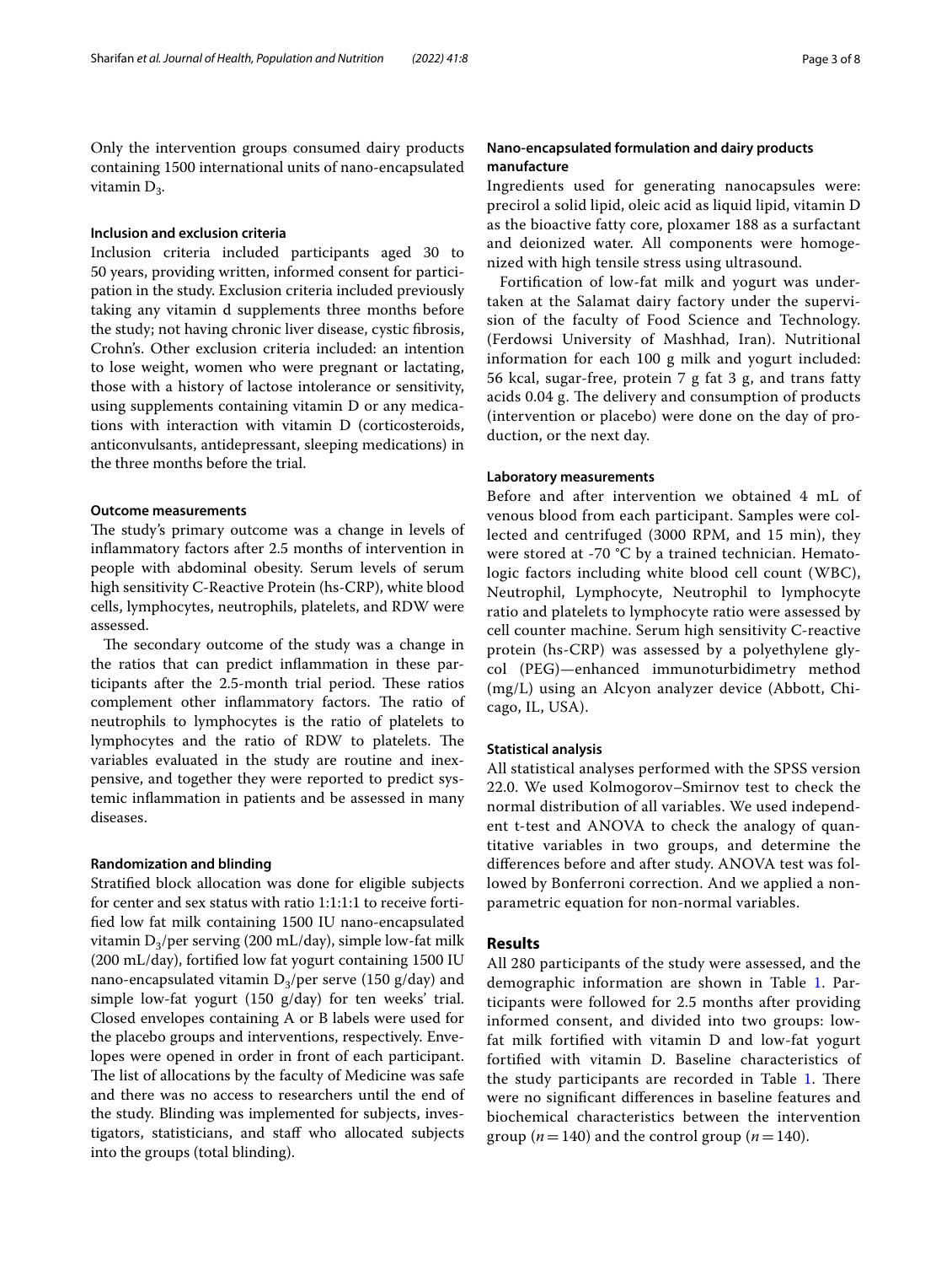Only the intervention groups consumed dairy products containing 1500 international units of nano-encapsulated vitamin $D_3$.

### Inclusion and exclusion criteria

Inclusion criteria included participants aged 30 to 50 years, providing written, informed consent for participation in the study. Exclusion criteria included previously taking any vitamin d supplements three months before the study; not having chronic liver disease, cystic fibrosis, Crohn's. Other exclusion criteria included: an intention to lose weight, women who were pregnant or lactating, those with a history of lactose intolerance or sensitivity, using supplements containing vitamin D or any medications with interaction with vitamin D (corticosteroids, anticonvulsants, antidepressant, sleeping medications) in the three months before the trial.

### Outcome measurements

The study's primary outcome was a change in levels of inflammatory factors after 2.5 months of intervention in people with abdominal obesity. Serum levels of serum high sensitivity C-Reactive Protein (hs-CRP), white blood cells, lymphocytes, neutrophils, platelets, and RDW were assessed.

The secondary outcome of the study was a change in the ratios that can predict inflammation in these participants after the 2.5-month trial period. These ratios complement other inflammatory factors. The ratio of neutrophils to lymphocytes is the ratio of platelets to lymphocytes and the ratio of RDW to platelets. The variables evaluated in the study are routine and inexpensive, and together they were reported to predict systemic inflammation in patients and be assessed in many diseases.

### Randomization and blinding

Stratified block allocation was done for eligible subjects for center and sex status with ratio 1:1:1:1 to receive fortified low fat milk containing 1500 IU nano-encapsulated vitamin $D_3$/per serving (200 mL/day), simple low-fat milk (200 mL/day), fortified low fat yogurt containing 1500 IU nano-encapsulated vitamin $D_3$/per serve (150 g/day) and simple low-fat yogurt (150 g/day) for ten weeks' trial. Closed envelopes containing A or B labels were used for the placebo groups and interventions, respectively. Envelopes were opened in order in front of each participant. The list of allocations by the faculty of Medicine was safe and there was no access to researchers until the end of the study. Blinding was implemented for subjects, investigators, statisticians, and staff who allocated subjects into the groups (total blinding).

### Nano-encapsulated formulation and dairy products manufacture

Ingredients used for generating nanocapsules were: precirol a solid lipid, oleic acid as liquid lipid, vitamin D as the bioactive fatty core, ploxamer 188 as a surfactant and deionized water. All components were homogenized with high tensile stress using ultrasound.

Fortification of low-fat milk and yogurt was undertaken at the Salamat dairy factory under the supervision of the faculty of Food Science and Technology. (Ferdowsi University of Mashhad, Iran). Nutritional information for each 100 g milk and yogurt included: 56 kcal, sugar-free, protein 7 g fat 3 g, and trans fatty acids 0.04 g. The delivery and consumption of products (intervention or placebo) were done on the day of production, or the next day.

### Laboratory measurements

Before and after intervention we obtained 4 mL of venous blood from each participant. Samples were collected and centrifuged (3000 RPM, and 15 min), they were stored at -70 °C by a trained technician. Hematologic factors including white blood cell count (WBC), Neutrophil, Lymphocyte, Neutrophil to lymphocyte ratio and platelets to lymphocyte ratio were assessed by cell counter machine. Serum high sensitivity C-reactive protein (hs-CRP) was assessed by a polyethylene glycol (PEG)—enhanced immunoturbidimetry method (mg/L) using an Alcyon analyzer device (Abbott, Chicago, IL, USA).

### Statistical analysis

All statistical analyses performed with the SPSS version 22.0. We used Kolmogorov–Smirnov test to check the normal distribution of all variables. We used independent t-test and ANOVA to check the analogy of quantitative variables in two groups, and determine the differences before and after study. ANOVA test was followed by Bonferroni correction. And we applied a non-parametric equation for non-normal variables.

## Results

All 280 participants of the study were assessed, and the demographic information are shown in Table 1. Participants were followed for 2.5 months after providing informed consent, and divided into two groups: low-fat milk fortified with vitamin D and low-fat yogurt fortified with vitamin D. Baseline characteristics of the study participants are recorded in Table 1. There were no significant differences in baseline features and biochemical characteristics between the intervention group ($n = 140$) and the control group ($n = 140$).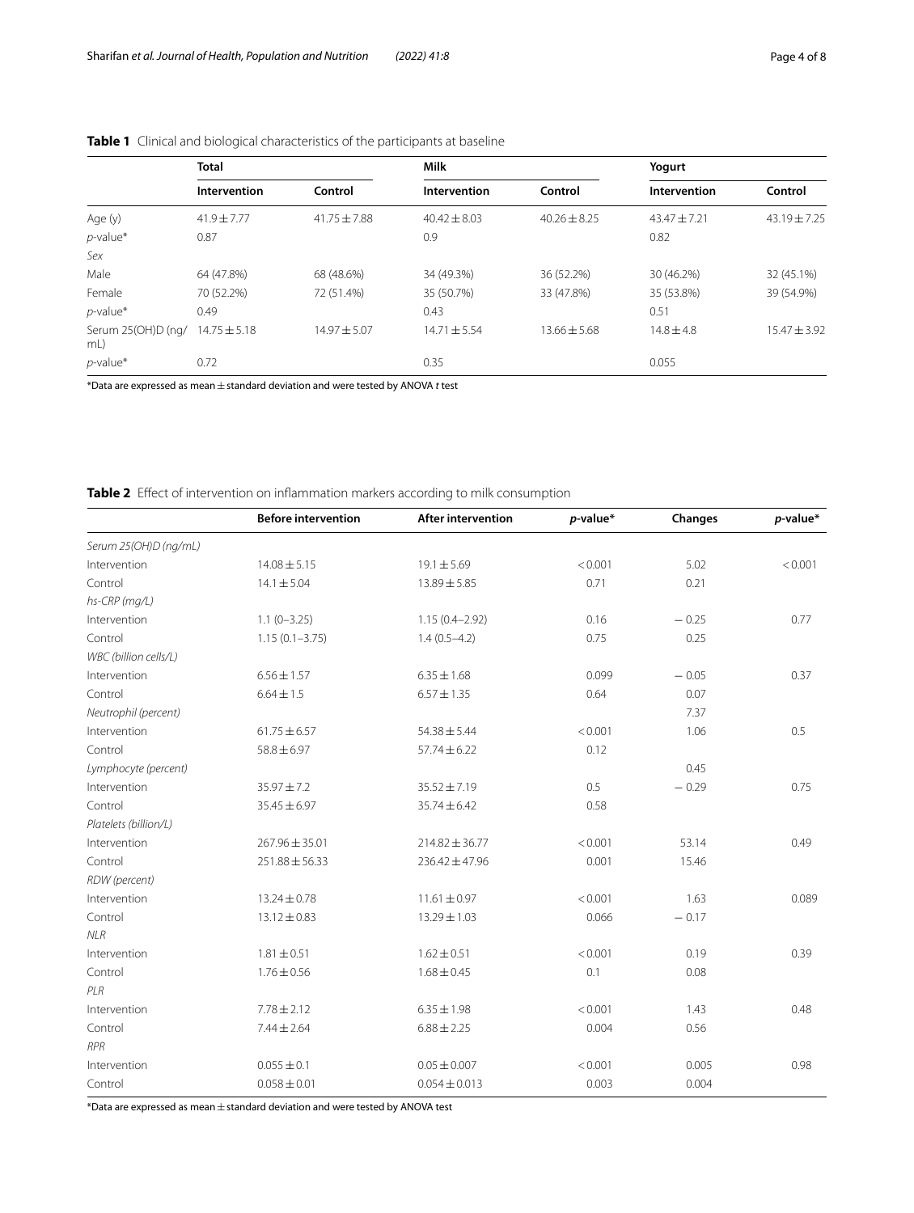**Table 1** Clinical and biological characteristics of the participants at baseline

| | Total | | Milk | | Yogurt | |
|---|---|---|---|---|---|---|
| | Intervention | Control | Intervention | Control | Intervention | Control |
| Age (y) | 41.9 ± 7.77 | 41.75 ± 7.88 | 40.42 ± 8.03 | 40.26 ± 8.25 | 43.47 ± 7.21 | 43.19 ± 7.25 |
| *p*-value* | 0.87 | | 0.9 | | 0.82 | |
| *Sex* | | | | | | |
| Male | 64 (47.8%) | 68 (48.6%) | 34 (49.3%) | 36 (52.2%) | 30 (46.2%) | 32 (45.1%) |
| Female | 70 (52.2%) | 72 (51.4%) | 35 (50.7%) | 33 (47.8%) | 35 (53.8%) | 39 (54.9%) |
| *p*-value* | 0.49 | | 0.43 | | 0.51 | |
| Serum 25(OH)D (ng/mL) | 14.75 ± 5.18 | 14.97 ± 5.07 | 14.71 ± 5.54 | 13.66 ± 5.68 | 14.8 ± 4.8 | 15.47 ± 3.92 |
| *p*-value* | 0.72 | | 0.35 | | 0.055 | |

*Data are expressed as mean ± standard deviation and were tested by ANOVA *t* test

**Table 2** Effect of intervention on inflammation markers according to milk consumption

| | Before intervention | After intervention | *p*-value* | Changes | *p*-value* |
|---|---|---|---|---|---|
| *Serum 25(OH)D (ng/mL)* | | | | | |
| Intervention | 14.08 ± 5.15 | 19.1 ± 5.69 | < 0.001 | 5.02 | < 0.001 |
| Control | 14.1 ± 5.04 | 13.89 ± 5.85 | 0.71 | 0.21 | |
| *hs-CRP (mg/L)* | | | | | |
| Intervention | 1.1 (0–3.25) | 1.15 (0.4–2.92) | 0.16 | − 0.25 | 0.77 |
| Control | 1.15 (0.1–3.75) | 1.4 (0.5–4.2) | 0.75 | 0.25 | |
| *WBC (billion cells/L)* | | | | | |
| Intervention | 6.56 ± 1.57 | 6.35 ± 1.68 | 0.099 | − 0.05 | 0.37 |
| Control | 6.64 ± 1.5 | 6.57 ± 1.35 | 0.64 | 0.07 | |
| *Neutrophil (percent)* | | | | 7.37 | |
| Intervention | 61.75 ± 6.57 | 54.38 ± 5.44 | < 0.001 | 1.06 | 0.5 |
| Control | 58.8 ± 6.97 | 57.74 ± 6.22 | 0.12 | | |
| *Lymphocyte (percent)* | | | | 0.45 | |
| Intervention | 35.97 ± 7.2 | 35.52 ± 7.19 | 0.5 | − 0.29 | 0.75 |
| Control | 35.45 ± 6.97 | 35.74 ± 6.42 | 0.58 | | |
| *Platelets (billion/L)* | | | | | |
| Intervention | 267.96 ± 35.01 | 214.82 ± 36.77 | < 0.001 | 53.14 | 0.49 |
| Control | 251.88 ± 56.33 | 236.42 ± 47.96 | 0.001 | 15.46 | |
| *RDW (percent)* | | | | | |
| Intervention | 13.24 ± 0.78 | 11.61 ± 0.97 | < 0.001 | 1.63 | 0.089 |
| Control | 13.12 ± 0.83 | 13.29 ± 1.03 | 0.066 | − 0.17 | |
| *NLR* | | | | | |
| Intervention | 1.81 ± 0.51 | 1.62 ± 0.51 | < 0.001 | 0.19 | 0.39 |
| Control | 1.76 ± 0.56 | 1.68 ± 0.45 | 0.1 | 0.08 | |
| *PLR* | | | | | |
| Intervention | 7.78 ± 2.12 | 6.35 ± 1.98 | < 0.001 | 1.43 | 0.48 |
| Control | 7.44 ± 2.64 | 6.88 ± 2.25 | 0.004 | 0.56 | |
| *RPR* | | | | | |
| Intervention | 0.055 ± 0.1 | 0.05 ± 0.007 | < 0.001 | 0.005 | 0.98 |
| Control | 0.058 ± 0.01 | 0.054 ± 0.013 | 0.003 | 0.004 | |

*Data are expressed as mean ± standard deviation and were tested by ANOVA test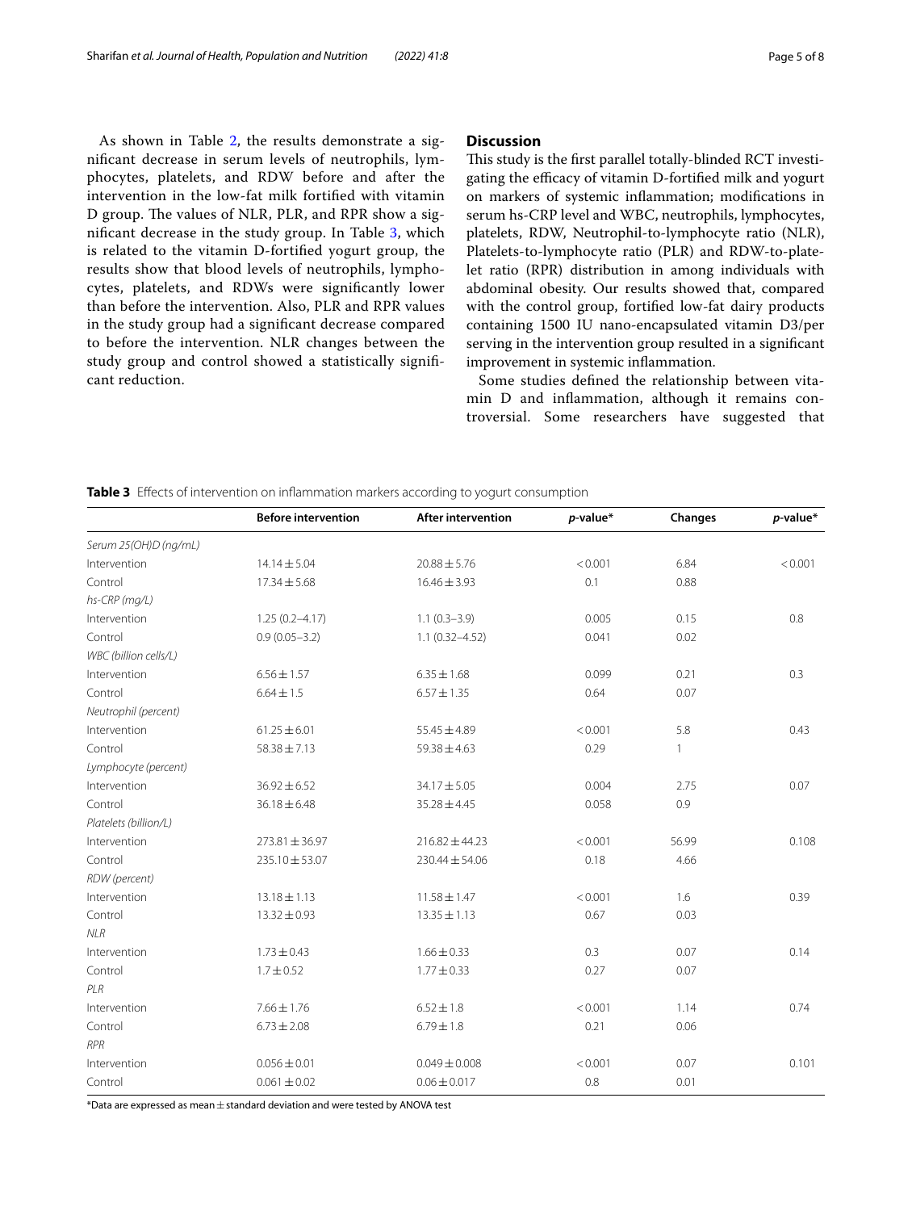As shown in Table 2, the results demonstrate a significant decrease in serum levels of neutrophils, lymphocytes, platelets, and RDW before and after the intervention in the low-fat milk fortified with vitamin D group. The values of NLR, PLR, and RPR show a significant decrease in the study group. In Table 3, which is related to the vitamin D-fortified yogurt group, the results show that blood levels of neutrophils, lymphocytes, platelets, and RDWs were significantly lower than before the intervention. Also, PLR and RPR values in the study group had a significant decrease compared to before the intervention. NLR changes between the study group and control showed a statistically significant reduction.

## Discussion

This study is the first parallel totally-blinded RCT investigating the efficacy of vitamin D-fortified milk and yogurt on markers of systemic inflammation; modifications in serum hs-CRP level and WBC, neutrophils, lymphocytes, platelets, RDW, Neutrophil-to-lymphocyte ratio (NLR), Platelets-to-lymphocyte ratio (PLR) and RDW-to-platelet ratio (RPR) distribution in among individuals with abdominal obesity. Our results showed that, compared with the control group, fortified low-fat dairy products containing 1500 IU nano-encapsulated vitamin D3/per serving in the intervention group resulted in a significant improvement in systemic inflammation.

Some studies defined the relationship between vitamin D and inflammation, although it remains controversial. Some researchers have suggested that

**Table 3** Effects of intervention on inflammation markers according to yogurt consumption

| | Before intervention | After intervention | p-value* | Changes | p-value* |
|---|---|---|---|---|---|
| *Serum 25(OH)D (ng/mL)* | | | | | |
| Intervention | 14.14 ± 5.04 | 20.88 ± 5.76 | < 0.001 | 6.84 | < 0.001 |
| Control | 17.34 ± 5.68 | 16.46 ± 3.93 | 0.1 | 0.88 | |
| *hs-CRP (mg/L)* | | | | | |
| Intervention | 1.25 (0.2–4.17) | 1.1 (0.3–3.9) | 0.005 | 0.15 | 0.8 |
| Control | 0.9 (0.05–3.2) | 1.1 (0.32–4.52) | 0.041 | 0.02 | |
| *WBC (billion cells/L)* | | | | | |
| Intervention | 6.56 ± 1.57 | 6.35 ± 1.68 | 0.099 | 0.21 | 0.3 |
| Control | 6.64 ± 1.5 | 6.57 ± 1.35 | 0.64 | 0.07 | |
| *Neutrophil (percent)* | | | | | |
| Intervention | 61.25 ± 6.01 | 55.45 ± 4.89 | < 0.001 | 5.8 | 0.43 |
| Control | 58.38 ± 7.13 | 59.38 ± 4.63 | 0.29 | 1 | |
| *Lymphocyte (percent)* | | | | | |
| Intervention | 36.92 ± 6.52 | 34.17 ± 5.05 | 0.004 | 2.75 | 0.07 |
| Control | 36.18 ± 6.48 | 35.28 ± 4.45 | 0.058 | 0.9 | |
| *Platelets (billion/L)* | | | | | |
| Intervention | 273.81 ± 36.97 | 216.82 ± 44.23 | < 0.001 | 56.99 | 0.108 |
| Control | 235.10 ± 53.07 | 230.44 ± 54.06 | 0.18 | 4.66 | |
| *RDW (percent)* | | | | | |
| Intervention | 13.18 ± 1.13 | 11.58 ± 1.47 | < 0.001 | 1.6 | 0.39 |
| Control | 13.32 ± 0.93 | 13.35 ± 1.13 | 0.67 | 0.03 | |
| *NLR* | | | | | |
| Intervention | 1.73 ± 0.43 | 1.66 ± 0.33 | 0.3 | 0.07 | 0.14 |
| Control | 1.7 ± 0.52 | 1.77 ± 0.33 | 0.27 | 0.07 | |
| *PLR* | | | | | |
| Intervention | 7.66 ± 1.76 | 6.52 ± 1.8 | < 0.001 | 1.14 | 0.74 |
| Control | 6.73 ± 2.08 | 6.79 ± 1.8 | 0.21 | 0.06 | |
| *RPR* | | | | | |
| Intervention | 0.056 ± 0.01 | 0.049 ± 0.008 | < 0.001 | 0.07 | 0.101 |
| Control | 0.061 ± 0.02 | 0.06 ± 0.017 | 0.8 | 0.01 | |

*Data are expressed as mean ± standard deviation and were tested by ANOVA test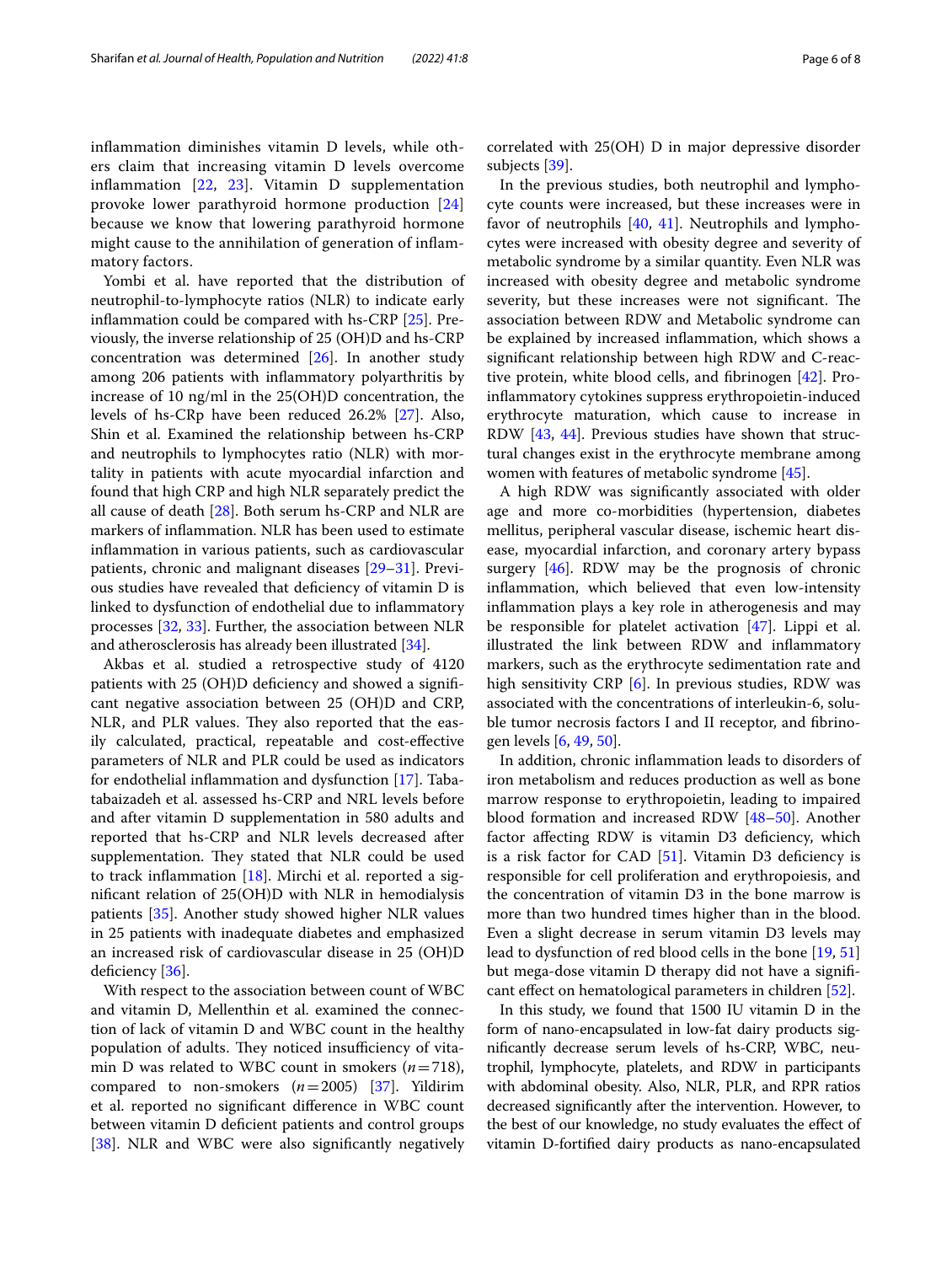inflammation diminishes vitamin D levels, while others claim that increasing vitamin D levels overcome inflammation [22, 23]. Vitamin D supplementation provoke lower parathyroid hormone production [24] because we know that lowering parathyroid hormone might cause to the annihilation of generation of inflammatory factors.

Yombi et al. have reported that the distribution of neutrophil-to-lymphocyte ratios (NLR) to indicate early inflammation could be compared with hs-CRP [25]. Previously, the inverse relationship of 25 (OH)D and hs-CRP concentration was determined [26]. In another study among 206 patients with inflammatory polyarthritis by increase of 10 ng/ml in the 25(OH)D concentration, the levels of hs-CRp have been reduced 26.2% [27]. Also, Shin et al. Examined the relationship between hs-CRP and neutrophils to lymphocytes ratio (NLR) with mortality in patients with acute myocardial infarction and found that high CRP and high NLR separately predict the all cause of death [28]. Both serum hs-CRP and NLR are markers of inflammation. NLR has been used to estimate inflammation in various patients, such as cardiovascular patients, chronic and malignant diseases [29–31]. Previous studies have revealed that deficiency of vitamin D is linked to dysfunction of endothelial due to inflammatory processes [32, 33]. Further, the association between NLR and atherosclerosis has already been illustrated [34].

Akbas et al. studied a retrospective study of 4120 patients with 25 (OH)D deficiency and showed a significant negative association between 25 (OH)D and CRP, NLR, and PLR values. They also reported that the easily calculated, practical, repeatable and cost-effective parameters of NLR and PLR could be used as indicators for endothelial inflammation and dysfunction [17]. Tabatabaizadeh et al. assessed hs-CRP and NRL levels before and after vitamin D supplementation in 580 adults and reported that hs-CRP and NLR levels decreased after supplementation. They stated that NLR could be used to track inflammation [18]. Mirchi et al. reported a significant relation of 25(OH)D with NLR in hemodialysis patients [35]. Another study showed higher NLR values in 25 patients with inadequate diabetes and emphasized an increased risk of cardiovascular disease in 25 (OH)D deficiency [36].

With respect to the association between count of WBC and vitamin D, Mellenthin et al. examined the connection of lack of vitamin D and WBC count in the healthy population of adults. They noticed insufficiency of vitamin D was related to WBC count in smokers ($n=718$), compared to non-smokers ($n=2005$) [37]. Yildirim et al. reported no significant difference in WBC count between vitamin D deficient patients and control groups [38]. NLR and WBC were also significantly negatively correlated with 25(OH) D in major depressive disorder subjects [39].

In the previous studies, both neutrophil and lymphocyte counts were increased, but these increases were in favor of neutrophils [40, 41]. Neutrophils and lymphocytes were increased with obesity degree and severity of metabolic syndrome by a similar quantity. Even NLR was increased with obesity degree and metabolic syndrome severity, but these increases were not significant. The association between RDW and Metabolic syndrome can be explained by increased inflammation, which shows a significant relationship between high RDW and C-reactive protein, white blood cells, and fibrinogen [42]. Pro-inflammatory cytokines suppress erythropoietin-induced erythrocyte maturation, which cause to increase in RDW [43, 44]. Previous studies have shown that structural changes exist in the erythrocyte membrane among women with features of metabolic syndrome [45].

A high RDW was significantly associated with older age and more co-morbidities (hypertension, diabetes mellitus, peripheral vascular disease, ischemic heart disease, myocardial infarction, and coronary artery bypass surgery [46]. RDW may be the prognosis of chronic inflammation, which believed that even low-intensity inflammation plays a key role in atherogenesis and may be responsible for platelet activation [47]. Lippi et al. illustrated the link between RDW and inflammatory markers, such as the erythrocyte sedimentation rate and high sensitivity CRP [6]. In previous studies, RDW was associated with the concentrations of interleukin-6, soluble tumor necrosis factors I and II receptor, and fibrinogen levels [6, 49, 50].

In addition, chronic inflammation leads to disorders of iron metabolism and reduces production as well as bone marrow response to erythropoietin, leading to impaired blood formation and increased RDW [48–50]. Another factor affecting RDW is vitamin D3 deficiency, which is a risk factor for CAD [51]. Vitamin D3 deficiency is responsible for cell proliferation and erythropoiesis, and the concentration of vitamin D3 in the bone marrow is more than two hundred times higher than in the blood. Even a slight decrease in serum vitamin D3 levels may lead to dysfunction of red blood cells in the bone [19, 51] but mega-dose vitamin D therapy did not have a significant effect on hematological parameters in children [52].

In this study, we found that 1500 IU vitamin D in the form of nano-encapsulated in low-fat dairy products significantly decrease serum levels of hs-CRP, WBC, neutrophil, lymphocyte, platelets, and RDW in participants with abdominal obesity. Also, NLR, PLR, and RPR ratios decreased significantly after the intervention. However, to the best of our knowledge, no study evaluates the effect of vitamin D-fortified dairy products as nano-encapsulated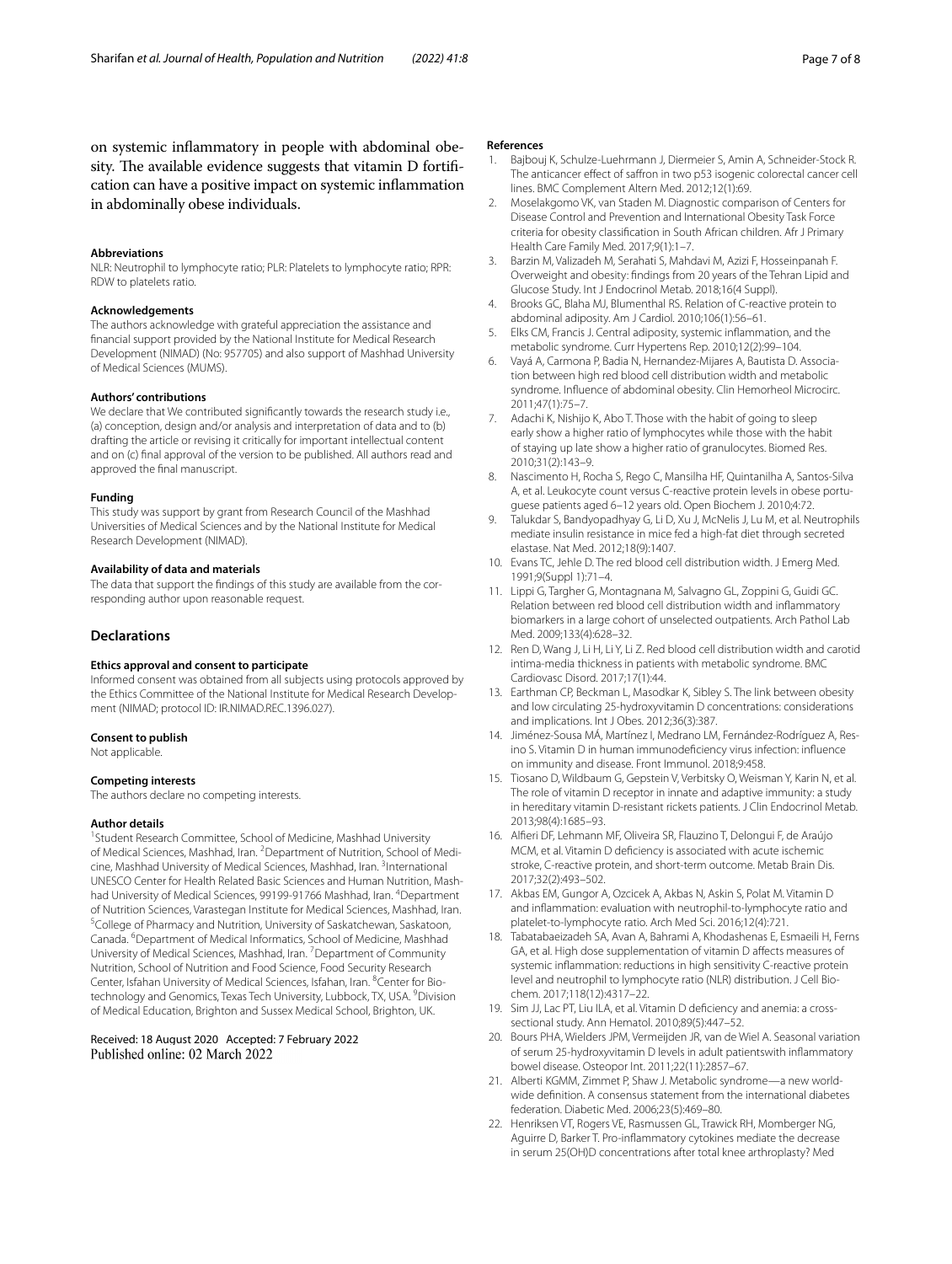on systemic inflammatory in people with abdominal obesity. The available evidence suggests that vitamin D fortification can have a positive impact on systemic inflammation in abdominally obese individuals.

#### Abbreviations

NLR: Neutrophil to lymphocyte ratio; PLR: Platelets to lymphocyte ratio; RPR: RDW to platelets ratio.

#### Acknowledgements

The authors acknowledge with grateful appreciation the assistance and financial support provided by the National Institute for Medical Research Development (NIMAD) (No: 957705) and also support of Mashhad University of Medical Sciences (MUMS).

#### Authors' contributions

We declare that We contributed significantly towards the research study i.e., (a) conception, design and/or analysis and interpretation of data and to (b) drafting the article or revising it critically for important intellectual content and on (c) final approval of the version to be published. All authors read and approved the final manuscript.

#### Funding

This study was support by grant from Research Council of the Mashhad Universities of Medical Sciences and by the National Institute for Medical Research Development (NIMAD).

#### Availability of data and materials

The data that support the findings of this study are available from the corresponding author upon reasonable request.

## Declarations

#### Ethics approval and consent to participate

Informed consent was obtained from all subjects using protocols approved by the Ethics Committee of the National Institute for Medical Research Development (NIMAD; protocol ID: IR.NIMAD.REC.1396.027).

#### Consent to publish

Not applicable.

#### Competing interests

The authors declare no competing interests.

#### Author details

[1]Student Research Committee, School of Medicine, Mashhad University of Medical Sciences, Mashhad, Iran. [2]Department of Nutrition, School of Medicine, Mashhad University of Medical Sciences, Mashhad, Iran. [3]International UNESCO Center for Health Related Basic Sciences and Human Nutrition, Mashhad University of Medical Sciences, 99199-91766 Mashhad, Iran. [4]Department of Nutrition Sciences, Varastegan Institute for Medical Sciences, Mashhad, Iran. [5]College of Pharmacy and Nutrition, University of Saskatchewan, Saskatoon, Canada. [6]Department of Medical Informatics, School of Medicine, Mashhad University of Medical Sciences, Mashhad, Iran. [7]Department of Community Nutrition, School of Nutrition and Food Science, Food Security Research Center, Isfahan University of Medical Sciences, Isfahan, Iran. [8]Center for Biotechnology and Genomics, Texas Tech University, Lubbock, TX, USA. [9]Division of Medical Education, Brighton and Sussex Medical School, Brighton, UK.

Received: 18 August 2020 Accepted: 7 February 2022
Published online: 02 March 2022

#### References

1. Bajbouj K, Schulze-Luehrmann J, Diermeier S, Amin A, Schneider-Stock R. The anticancer effect of saffron in two p53 isogenic colorectal cancer cell lines. BMC Complement Altern Med. 2012;12(1):69.
2. Moselakgomo VK, van Staden M. Diagnostic comparison of Centers for Disease Control and Prevention and International Obesity Task Force criteria for obesity classification in South African children. Afr J Primary Health Care Family Med. 2017;9(1):1–7.
3. Barzin M, Valizadeh M, Serahati S, Mahdavi M, Azizi F, Hosseinpanah F. Overweight and obesity: findings from 20 years of the Tehran Lipid and Glucose Study. Int J Endocrinol Metab. 2018;16(4 Suppl).
4. Brooks GC, Blaha MJ, Blumenthal RS. Relation of C-reactive protein to abdominal adiposity. Am J Cardiol. 2010;106(1):56–61.
5. Elks CM, Francis J. Central adiposity, systemic inflammation, and the metabolic syndrome. Curr Hypertens Rep. 2010;12(2):99–104.
6. Vayá A, Carmona P, Badia N, Hernandez-Mijares A, Bautista D. Association between high red blood cell distribution width and metabolic syndrome. Influence of abdominal obesity. Clin Hemorheol Microcirc. 2011;47(1):75–7.
7. Adachi K, Nishijo K, Abo T. Those with the habit of going to sleep early show a higher ratio of lymphocytes while those with the habit of staying up late show a higher ratio of granulocytes. Biomed Res. 2010;31(2):143–9.
8. Nascimento H, Rocha S, Rego C, Mansilha HF, Quintanilha A, Santos-Silva A, et al. Leukocyte count versus C-reactive protein levels in obese portuguese patients aged 6–12 years old. Open Biochem J. 2010;4:72.
9. Talukdar S, Bandyopadhyay G, Li D, Xu J, McNelis J, Lu M, et al. Neutrophils mediate insulin resistance in mice fed a high-fat diet through secreted elastase. Nat Med. 2012;18(9):1407.
10. Evans TC, Jehle D. The red blood cell distribution width. J Emerg Med. 1991;9(Suppl 1):71–4.
11. Lippi G, Targher G, Montagnana M, Salvagno GL, Zoppini G, Guidi GC. Relation between red blood cell distribution width and inflammatory biomarkers in a large cohort of unselected outpatients. Arch Pathol Lab Med. 2009;133(4):628–32.
12. Ren D, Wang J, Li H, Li Y, Li Z. Red blood cell distribution width and carotid intima-media thickness in patients with metabolic syndrome. BMC Cardiovasc Disord. 2017;17(1):44.
13. Earthman CP, Beckman L, Masodkar K, Sibley S. The link between obesity and low circulating 25-hydroxyvitamin D concentrations: considerations and implications. Int J Obes. 2012;36(3):387.
14. Jiménez-Sousa MÁ, Martínez I, Medrano LM, Fernández-Rodríguez A, Resino S. Vitamin D in human immunodeficiency virus infection: influence on immunity and disease. Front Immunol. 2018;9:458.
15. Tiosano D, Wildbaum G, Gepstein V, Verbitsky O, Weisman Y, Karin N, et al. The role of vitamin D receptor in innate and adaptive immunity: a study in hereditary vitamin D-resistant rickets patients. J Clin Endocrinol Metab. 2013;98(4):1685–93.
16. Alfieri DF, Lehmann MF, Oliveira SR, Flauzino T, Delongui F, de Araújo MCM, et al. Vitamin D deficiency is associated with acute ischemic stroke, C-reactive protein, and short-term outcome. Metab Brain Dis. 2017;32(2):493–502.
17. Akbas EM, Gungor A, Ozcicek A, Akbas N, Askin S, Polat M. Vitamin D and inflammation: evaluation with neutrophil-to-lymphocyte ratio and platelet-to-lymphocyte ratio. Arch Med Sci. 2016;12(4):721.
18. Tabatabaeizadeh SA, Avan A, Bahrami A, Khodashenas E, Esmaeili H, Ferns GA, et al. High dose supplementation of vitamin D affects measures of systemic inflammation: reductions in high sensitivity C-reactive protein level and neutrophil to lymphocyte ratio (NLR) distribution. J Cell Biochem. 2017;118(12):4317–22.
19. Sim JJ, Lac PT, Liu ILA, et al. Vitamin D deficiency and anemia: a cross-sectional study. Ann Hematol. 2010;89(5):447–52.
20. Bours PHA, Wielders JPM, Vermeijden JR, van de Wiel A. Seasonal variation of serum 25-hydroxyvitamin D levels in adult patientswith inflammatory bowel disease. Osteopor Int. 2011;22(11):2857–67.
21. Alberti KGMM, Zimmet P, Shaw J. Metabolic syndrome—a new worldwide definition. A consensus statement from the international diabetes federation. Diabetic Med. 2006;23(5):469–80.
22. Henriksen VT, Rogers VE, Rasmussen GL, Trawick RH, Momberger NG, Aguirre D, Barker T. Pro-inflammatory cytokines mediate the decrease in serum 25(OH)D concentrations after total knee arthroplasty? Med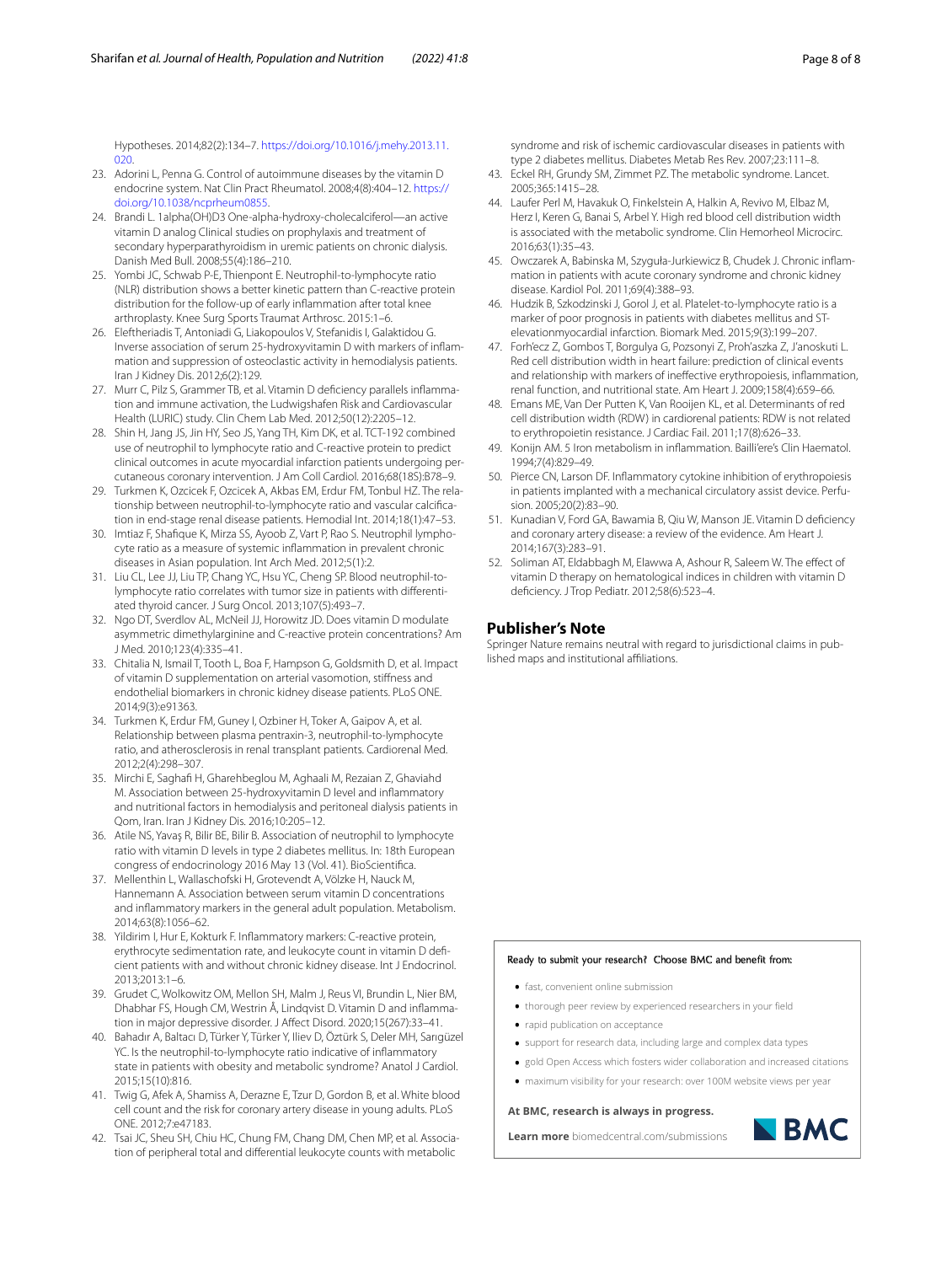Hypotheses. 2014;82(2):134–7. https://doi.org/10.1016/j.mehy.2013.11.020.

23. Adorini L, Penna G. Control of autoimmune diseases by the vitamin D endocrine system. Nat Clin Pract Rheumatol. 2008;4(8):404–12. https://doi.org/10.1038/ncprheum0855.
24. Brandi L. 1alpha(OH)D3 One-alpha-hydroxy-cholecalciferol—an active vitamin D analog Clinical studies on prophylaxis and treatment of secondary hyperparathyroidism in uremic patients on chronic dialysis. Danish Med Bull. 2008;55(4):186–210.
25. Yombi JC, Schwab P-E, Thienpont E. Neutrophil-to-lymphocyte ratio (NLR) distribution shows a better kinetic pattern than C-reactive protein distribution for the follow-up of early inflammation after total knee arthroplasty. Knee Surg Sports Traumat Arthrosc. 2015:1–6.
26. Eleftheriadis T, Antoniadi G, Liakopoulos V, Stefanidis I, Galaktidou G. Inverse association of serum 25-hydroxyvitamin D with markers of inflammation and suppression of osteoclastic activity in hemodialysis patients. Iran J Kidney Dis. 2012;6(2):129.
27. Murr C, Pilz S, Grammer TB, et al. Vitamin D deficiency parallels inflammation and immune activation, the Ludwigshafen Risk and Cardiovascular Health (LURIC) study. Clin Chem Lab Med. 2012;50(12):2205–12.
28. Shin H, Jang JS, Jin HY, Seo JS, Yang TH, Kim DK, et al. TCT-192 combined use of neutrophil to lymphocyte ratio and C-reactive protein to predict clinical outcomes in acute myocardial infarction patients undergoing percutaneous coronary intervention. J Am Coll Cardiol. 2016;68(18S):B78–9.
29. Turkmen K, Ozcicek F, Ozcicek A, Akbas EM, Erdur FM, Tonbul HZ. The relationship between neutrophil-to-lymphocyte ratio and vascular calcification in end-stage renal disease patients. Hemodial Int. 2014;18(1):47–53.
30. Imtiaz F, Shafique K, Mirza SS, Ayoob Z, Vart P, Rao S. Neutrophil lymphocyte ratio as a measure of systemic inflammation in prevalent chronic diseases in Asian population. Int Arch Med. 2012;5(1):2.
31. Liu CL, Lee JJ, Liu TP, Chang YC, Hsu YC, Cheng SP. Blood neutrophil-to-lymphocyte ratio correlates with tumor size in patients with differentiated thyroid cancer. J Surg Oncol. 2013;107(5):493–7.
32. Ngo DT, Sverdlov AL, McNeil JJ, Horowitz JD. Does vitamin D modulate asymmetric dimethylarginine and C-reactive protein concentrations? Am J Med. 2010;123(4):335–41.
33. Chitalia N, Ismail T, Tooth L, Boa F, Hampson G, Goldsmith D, et al. Impact of vitamin D supplementation on arterial vasomotion, stiffness and endothelial biomarkers in chronic kidney disease patients. PLoS ONE. 2014;9(3):e91363.
34. Turkmen K, Erdur FM, Guney I, Ozbiner H, Toker A, Gaipov A, et al. Relationship between plasma pentraxin-3, neutrophil-to-lymphocyte ratio, and atherosclerosis in renal transplant patients. Cardiorenal Med. 2012;2(4):298–307.
35. Mirchi E, Saghafi H, Gharehbeglou M, Aghaali M, Rezaian Z, Ghaviahd M. Association between 25-hydroxyvitamin D level and inflammatory and nutritional factors in hemodialysis and peritoneal dialysis patients in Qom, Iran. Iran J Kidney Dis. 2016;10:205–12.
36. Atile NS, Yavaş R, Bilir BE, Bilir B. Association of neutrophil to lymphocyte ratio with vitamin D levels in type 2 diabetes mellitus. In: 18th European congress of endocrinology 2016 May 13 (Vol. 41). BioScientifica.
37. Mellenthin L, Wallaschofski H, Grotevendt A, Völzke H, Nauck M, Hannemann A. Association between serum vitamin D concentrations and inflammatory markers in the general adult population. Metabolism. 2014;63(8):1056–62.
38. Yildirim I, Hur E, Kokturk F. Inflammatory markers: C-reactive protein, erythrocyte sedimentation rate, and leukocyte count in vitamin D deficient patients with and without chronic kidney disease. Int J Endocrinol. 2013;2013:1–6.
39. Grudet C, Wolkowitz OM, Mellon SH, Malm J, Reus VI, Brundin L, Nier BM, Dhabhar FS, Hough CM, Westrin Å, Lindqvist D. Vitamin D and inflammation in major depressive disorder. J Affect Disord. 2020;15(267):33–41.
40. Bahadır A, Baltacı D, Türker Y, Türker Y, Iliev D, Öztürk S, Deler MH, Sarıgüzel YC. Is the neutrophil-to-lymphocyte ratio indicative of inflammatory state in patients with obesity and metabolic syndrome? Anatol J Cardiol. 2015;15(10):816.
41. Twig G, Afek A, Shamiss A, Derazne E, Tzur D, Gordon B, et al. White blood cell count and the risk for coronary artery disease in young adults. PLoS ONE. 2012;7:e47183.
42. Tsai JC, Sheu SH, Chiu HC, Chung FM, Chang DM, Chen MP, et al. Association of peripheral total and differential leukocyte counts with metabolic syndrome and risk of ischemic cardiovascular diseases in patients with type 2 diabetes mellitus. Diabetes Metab Res Rev. 2007;23:111–8.
43. Eckel RH, Grundy SM, Zimmet PZ. The metabolic syndrome. Lancet. 2005;365:1415–28.
44. Laufer Perl M, Havakuk O, Finkelstein A, Halkin A, Revivo M, Elbaz M, Herz I, Keren G, Banai S, Arbel Y. High red blood cell distribution width is associated with the metabolic syndrome. Clin Hemorheol Microcirc. 2016;63(1):35–43.
45. Owczarek A, Babinska M, Szyguła-Jurkiewicz B, Chudek J. Chronic inflammation in patients with acute coronary syndrome and chronic kidney disease. Kardiol Pol. 2011;69(4):388–93.
46. Hudzik B, Szkodzinski J, Gorol J, et al. Platelet-to-lymphocyte ratio is a marker of poor prognosis in patients with diabetes mellitus and ST-elevationmyocardial infarction. Biomark Med. 2015;9(3):199–207.
47. Forh'ecz Z, Gombos T, Borgulya G, Pozsonyi Z, Proh'aszka Z, J'anoskuti L. Red cell distribution width in heart failure: prediction of clinical events and relationship with markers of ineffective erythropoiesis, inflammation, renal function, and nutritional state. Am Heart J. 2009;158(4):659–66.
48. Emans ME, Van Der Putten K, Van Rooijen KL, et al. Determinants of red cell distribution width (RDW) in cardiorenal patients: RDW is not related to erythropoietin resistance. J Cardiac Fail. 2011;17(8):626–33.
49. Konijn AM. 5 Iron metabolism in inflammation. Bailli'ere's Clin Haematol. 1994;7(4):829–49.
50. Pierce CN, Larson DF. Inflammatory cytokine inhibition of erythropoiesis in patients implanted with a mechanical circulatory assist device. Perfusion. 2005;20(2):83–90.
51. Kunadian V, Ford GA, Bawamia B, Qiu W, Manson JE. Vitamin D deficiency and coronary artery disease: a review of the evidence. Am Heart J. 2014;167(3):283–91.
52. Soliman AT, Eldabbagh M, Elawwa A, Ashour R, Saleem W. The effect of vitamin D therapy on hematological indices in children with vitamin D deficiency. J Trop Pediatr. 2012;58(6):523–4.

## Publisher's Note

Springer Nature remains neutral with regard to jurisdictional claims in published maps and institutional affiliations.

Ready to submit your research? Choose BMC and benefit from:

- fast, convenient online submission
- thorough peer review by experienced researchers in your field
- rapid publication on acceptance
- support for research data, including large and complex data types
- gold Open Access which fosters wider collaboration and increased citations
- maximum visibility for your research: over 100M website views per year

**At BMC, research is always in progress.**

**Learn more** biomedcentral.com/submissions

BMC